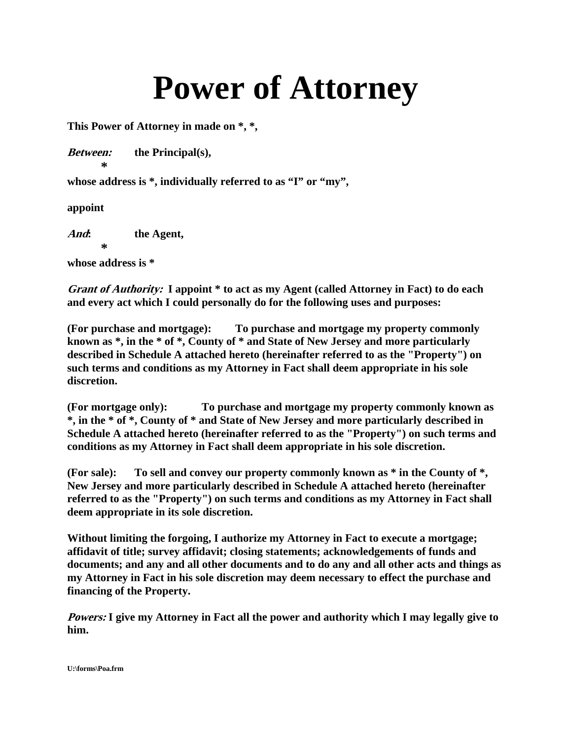# Power of Attorney

**This Power of Attorney in made on *, *,**

***Between:*** **the Principal(s),**

**\***

**whose address is *, individually referred to as "I" or "my",**

**appoint**

***And*:** **the Agent,**

**\***

**whose address is \***

***Grant of Authority:*** **I appoint * to act as my Agent (called Attorney in Fact) to do each and every act which I could personally do for the following uses and purposes:**

**(For purchase and mortgage): To purchase and mortgage my property commonly known as *, in the * of *, County of * and State of New Jersey and more particularly described in Schedule A attached hereto (hereinafter referred to as the "Property") on such terms and conditions as my Attorney in Fact shall deem appropriate in his sole discretion.**

**(For mortgage only): To purchase and mortgage my property commonly known as *, in the * of *, County of * and State of New Jersey and more particularly described in Schedule A attached hereto (hereinafter referred to as the "Property") on such terms and conditions as my Attorney in Fact shall deem appropriate in his sole discretion.**

**(For sale): To sell and convey our property commonly known as * in the County of *, New Jersey and more particularly described in Schedule A attached hereto (hereinafter referred to as the "Property") on such terms and conditions as my Attorney in Fact shall deem appropriate in its sole discretion.**

**Without limiting the forgoing, I authorize my Attorney in Fact to execute a mortgage; affidavit of title; survey affidavit; closing statements; acknowledgements of funds and documents; and any and all other documents and to do any and all other acts and things as my Attorney in Fact in his sole discretion may deem necessary to effect the purchase and financing of the Property.**

***Powers:*** **I give my Attorney in Fact all the power and authority which I may legally give to him.**

U:\forms\Poa.frm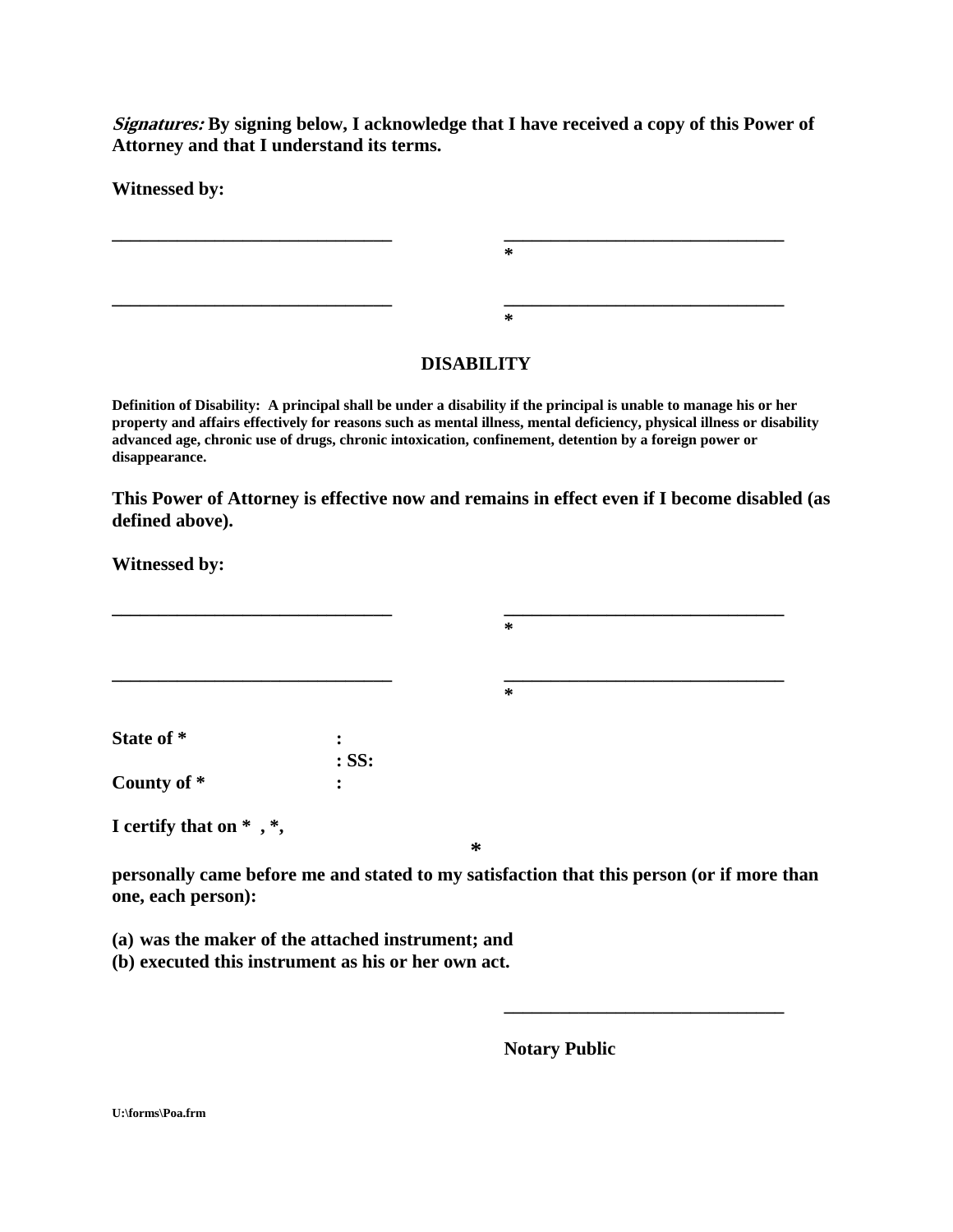***Signatures:*** **By signing below, I acknowledge that I have received a copy of this Power of Attorney and that I understand its terms.**

**Witnessed by:**

| | |
|---|---|
| _______________________________ | _______________________________ |
| | * |
| _______________________________ | _______________________________ |
| | * |

## DISABILITY

**Definition of Disability: A principal shall be under a disability if the principal is unable to manage his or her property and affairs effectively for reasons such as mental illness, mental deficiency, physical illness or disability advanced age, chronic use of drugs, chronic intoxication, confinement, detention by a foreign power or disappearance.**

**This Power of Attorney is effective now and remains in effect even if I become disabled (as defined above).**

**Witnessed by:**

| | |
|---|---|
| _______________________________ | _______________________________ |
| | * |
| _______________________________ | _______________________________ |
| | * |

**State of * :**
**: SS:**
**County of * :**

**I certify that on * , *,**

**\***

**personally came before me and stated to my satisfaction that this person (or if more than one, each person):**

**(a) was the maker of the attached instrument; and**
**(b) executed this instrument as his or her own act.**

_______________________________

**Notary Public**

**U:\forms\Poa.frm**